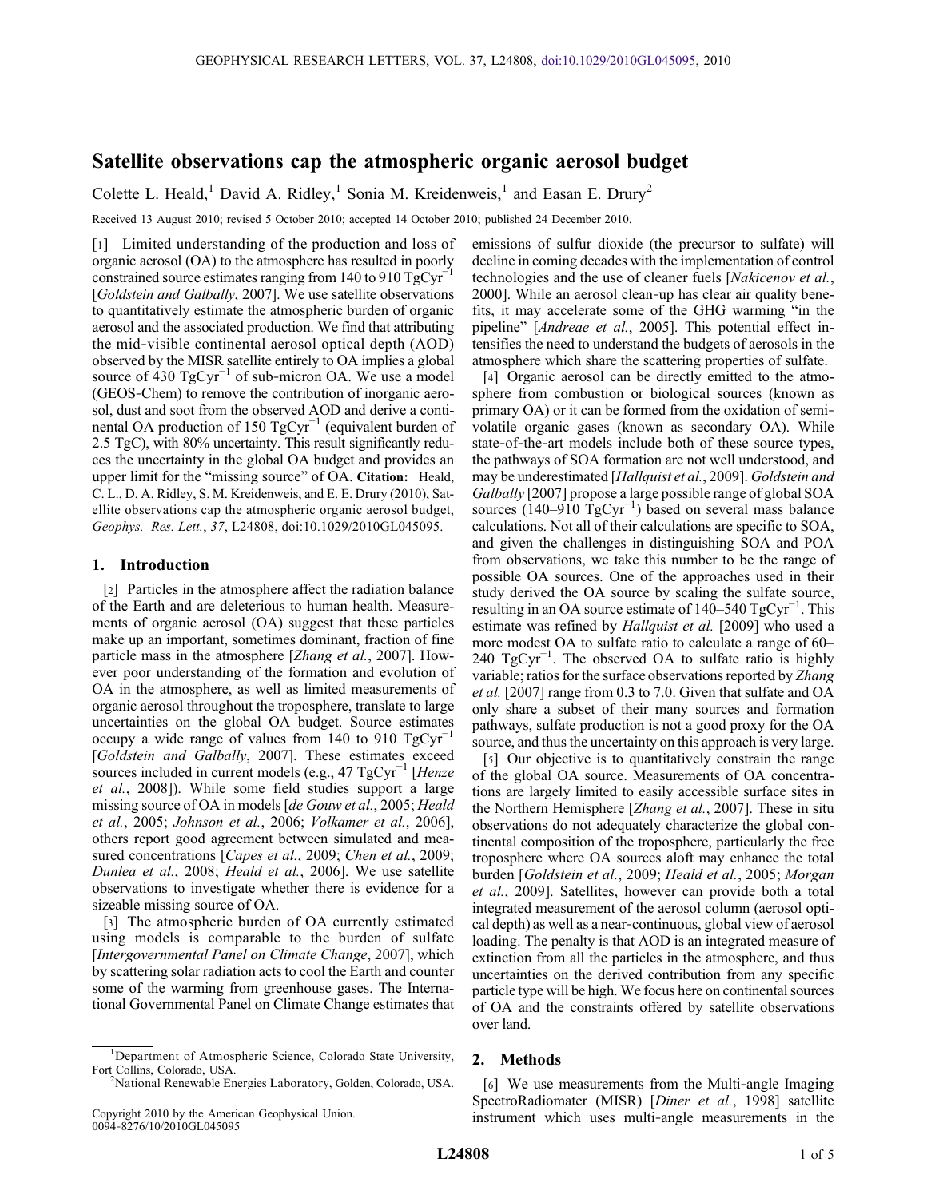# Satellite observations cap the atmospheric organic aerosol budget

Colette L. Heald,[1] David A. Ridley,[1] Sonia M. Kreidenweis,[1] and Easan E. Drury[2]

Received 13 August 2010; revised 5 October 2010; accepted 14 October 2010; published 24 December 2010.

[1] Limited understanding of the production and loss of organic aerosol (OA) to the atmosphere has resulted in poorly constrained source estimates ranging from 140 to 910 $TgCyr^{-1}$ [*Goldstein and Galbally*, 2007]. We use satellite observations to quantitatively estimate the atmospheric burden of organic aerosol and the associated production. We find that attributing the mid-visible continental aerosol optical depth (AOD) observed by the MISR satellite entirely to OA implies a global source of 430 $TgCyr^{-1}$ of sub-micron OA. We use a model (GEOS-Chem) to remove the contribution of inorganic aerosol, dust and soot from the observed AOD and derive a continental OA production of 150 $TgCyr^{-1}$ (equivalent burden of 2.5 TgC), with 80% uncertainty. This result significantly reduces the uncertainty in the global OA budget and provides an upper limit for the "missing source" of OA. **Citation:** Heald, C. L., D. A. Ridley, S. M. Kreidenweis, and E. E. Drury (2010), Satellite observations cap the atmospheric organic aerosol budget, *Geophys. Res. Lett.*, *37*, L24808, doi:10.1029/2010GL045095.

## 1. Introduction

[2] Particles in the atmosphere affect the radiation balance of the Earth and are deleterious to human health. Measurements of organic aerosol (OA) suggest that these particles make up an important, sometimes dominant, fraction of fine particle mass in the atmosphere [*Zhang et al.*, 2007]. However poor understanding of the formation and evolution of OA in the atmosphere, as well as limited measurements of organic aerosol throughout the troposphere, translate to large uncertainties on the global OA budget. Source estimates occupy a wide range of values from 140 to 910 $TgCyr^{-1}$ [*Goldstein and Galbally*, 2007]. These estimates exceed sources included in current models (e.g., 47 $TgCyr^{-1}$ [*Henze et al.*, 2008]). While some field studies support a large missing source of OA in models [*de Gouw et al.*, 2005; *Heald et al.*, 2005; *Johnson et al.*, 2006; *Volkamer et al.*, 2006], others report good agreement between simulated and measured concentrations [*Capes et al.*, 2009; *Chen et al.*, 2009; *Dunlea et al.*, 2008; *Heald et al.*, 2006]. We use satellite observations to investigate whether there is evidence for a sizeable missing source of OA.

[3] The atmospheric burden of OA currently estimated using models is comparable to the burden of sulfate [*Intergovernmental Panel on Climate Change*, 2007], which by scattering solar radiation acts to cool the Earth and counter some of the warming from greenhouse gases. The International Governmental Panel on Climate Change estimates that emissions of sulfur dioxide (the precursor to sulfate) will decline in coming decades with the implementation of control technologies and the use of cleaner fuels [*Nakicenov et al.*, 2000]. While an aerosol clean-up has clear air quality benefits, it may accelerate some of the GHG warming "in the pipeline" [*Andreae et al.*, 2005]. This potential effect intensifies the need to understand the budgets of aerosols in the atmosphere which share the scattering properties of sulfate.

[4] Organic aerosol can be directly emitted to the atmosphere from combustion or biological sources (known as primary OA) or it can be formed from the oxidation of semi-volatile organic gases (known as secondary OA). While state-of-the-art models include both of these source types, the pathways of SOA formation are not well understood, and may be underestimated [*Hallquist et al.*, 2009]. *Goldstein and Galbally* [2007] propose a large possible range of global SOA sources (140–910 $TgCyr^{-1}$) based on several mass balance calculations. Not all of their calculations are specific to SOA, and given the challenges in distinguishing SOA and POA from observations, we take this number to be the range of possible OA sources. One of the approaches used in their study derived the OA source by scaling the sulfate source, resulting in an OA source estimate of 140–540 $TgCyr^{-1}$. This estimate was refined by *Hallquist et al.* [2009] who used a more modest OA to sulfate ratio to calculate a range of 60–240 $TgCyr^{-1}$. The observed OA to sulfate ratio is highly variable; ratios for the surface observations reported by *Zhang et al.* [2007] range from 0.3 to 7.0. Given that sulfate and OA only share a subset of their many sources and formation pathways, sulfate production is not a good proxy for the OA source, and thus the uncertainty on this approach is very large.

[5] Our objective is to quantitatively constrain the range of the global OA source. Measurements of OA concentrations are largely limited to easily accessible surface sites in the Northern Hemisphere [*Zhang et al.*, 2007]. These in situ observations do not adequately characterize the global continental composition of the troposphere, particularly the free troposphere where OA sources aloft may enhance the total burden [*Goldstein et al.*, 2009; *Heald et al.*, 2005; *Morgan et al.*, 2009]. Satellites, however can provide both a total integrated measurement of the aerosol column (aerosol optical depth) as well as a near-continuous, global view of aerosol loading. The penalty is that AOD is an integrated measure of extinction from all the particles in the atmosphere, and thus uncertainties on the derived contribution from any specific particle type will be high. We focus here on continental sources of OA and the constraints offered by satellite observations over land.

## 2. Methods

[6] We use measurements from the Multi-angle Imaging SpectroRadiometer (MISR) [*Diner et al.*, 1998] satellite instrument which uses multi-angle measurements in the

---

[1] Department of Atmospheric Science, Colorado State University, Fort Collins, Colorado, USA.

[2] National Renewable Energies Laboratory, Golden, Colorado, USA.

Copyright 2010 by the American Geophysical Union.
0094-8276/10/2010GL045095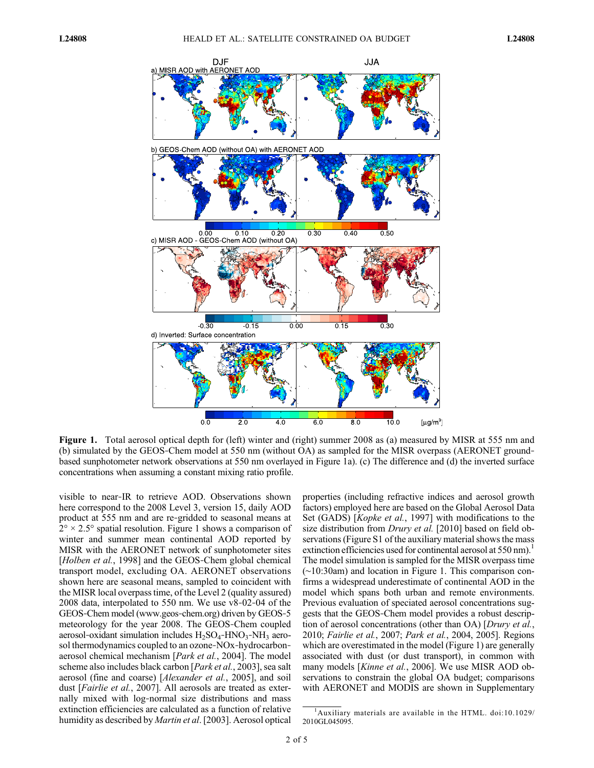**Figure 1.** Total aerosol optical depth for (left) winter and (right) summer 2008 as (a) measured by MISR at 555 nm and (b) simulated by the GEOS-Chem model at 550 nm (without OA) as sampled for the MISR overpass (AERONET ground-based sunphotometer network observations at 550 nm overlayed in Figure 1a). (c) The difference and (d) the inverted surface concentrations when assuming a constant mixing ratio profile.

visible to near-IR to retrieve AOD. Observations shown here correspond to the 2008 Level 3, version 15, daily AOD product at 555 nm and are re-gridded to seasonal means at $2° \times 2.5°$ spatial resolution. Figure 1 shows a comparison of winter and summer mean continental AOD reported by MISR with the AERONET network of sunphotometer sites [*Holben et al.*, 1998] and the GEOS-Chem global chemical transport model, excluding OA. AERONET observations shown here are seasonal means, sampled to coincident with the MISR local overpass time, of the Level 2 (quality assured) 2008 data, interpolated to 550 nm. We use v8-02-04 of the GEOS-Chem model (www.geos-chem.org) driven by GEOS-5 meteorology for the year 2008. The GEOS-Chem coupled aerosol-oxidant simulation includes $H_2SO_4$-$HNO_3$-$NH_3$ aerosol thermodynamics coupled to an ozone-NOx-hydrocarbon-aerosol chemical mechanism [*Park et al.*, 2004]. The model scheme also includes black carbon [*Park et al.*, 2003], sea salt aerosol (fine and coarse) [*Alexander et al.*, 2005], and soil dust [*Fairlie et al.*, 2007]. All aerosols are treated as externally mixed with log-normal size distributions and mass extinction efficiencies are calculated as a function of relative humidity as described by *Martin et al.* [2003]. Aerosol optical properties (including refractive indices and aerosol growth factors) employed here are based on the Global Aerosol Data Set (GADS) [*Kopke et al.*, 1997] with modifications to the size distribution from *Drury et al.* [2010] based on field observations (Figure S1 of the auxiliary material shows the mass extinction efficiencies used for continental aerosol at 550 nm).[1] The model simulation is sampled for the MISR overpass time (~10:30am) and location in Figure 1. This comparison confirms a widespread underestimate of continental AOD in the model which spans both urban and remote environments. Previous evaluation of speciated aerosol concentrations suggests that the GEOS-Chem model provides a robust description of aerosol concentrations (other than OA) [*Drury et al.*, 2010; *Fairlie et al.*, 2007; *Park et al.*, 2004, 2005]. Regions which are overestimated in the model (Figure 1) are generally associated with dust (or dust transport), in common with many models [*Kinne et al.*, 2006]. We use MISR AOD observations to constrain the global OA budget; comparisons with AERONET and MODIS are shown in Supplementary

[1] Auxiliary materials are available in the HTML. doi:10.1029/2010GL045095.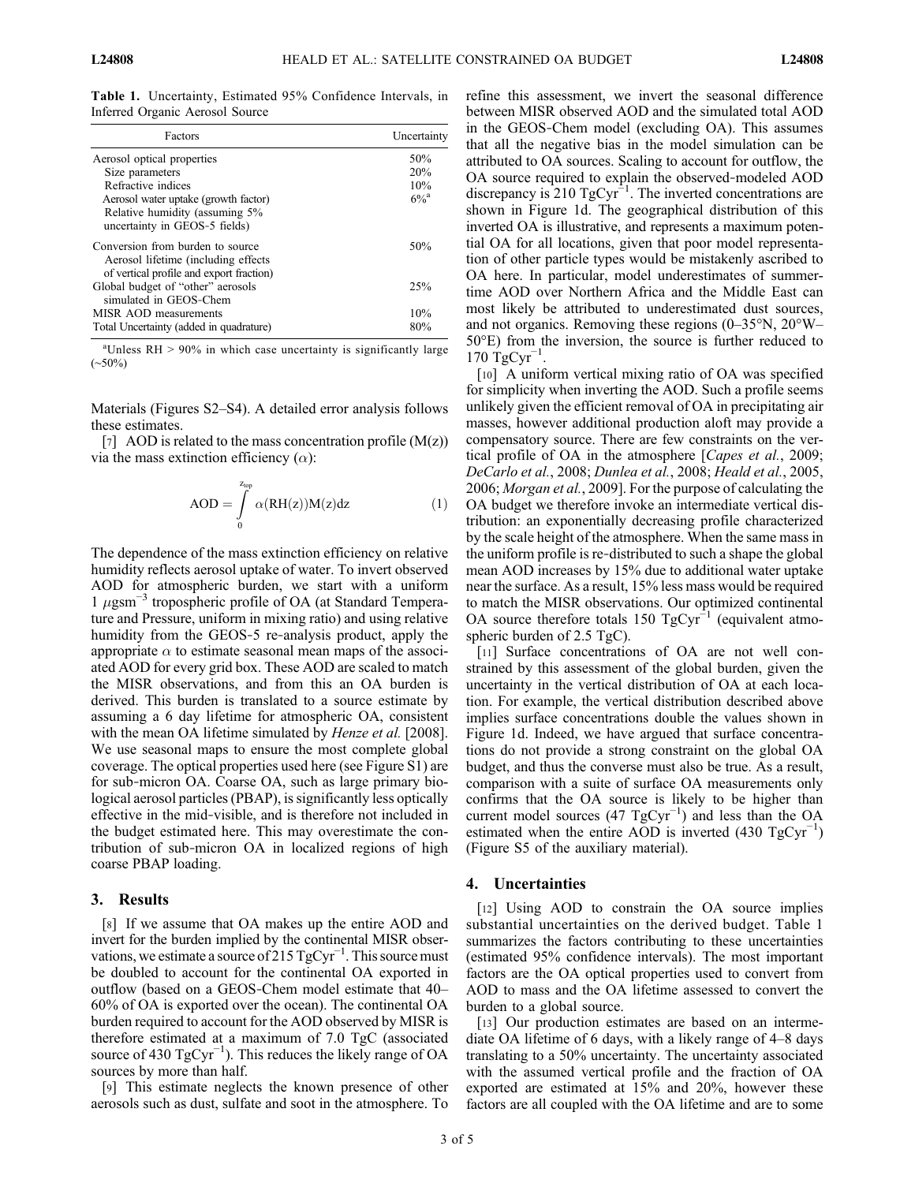**Table 1.** Uncertainty, Estimated 95% Confidence Intervals, in Inferred Organic Aerosol Source

| Factors | Uncertainty |
|---|---|
| Aerosol optical properties | 50% |
| Size parameters | 20% |
| Refractive indices | 10% |
| Aerosol water uptake (growth factor) Relative humidity (assuming 5% uncertainty in GEOS-5 fields) | 6%[a] |
| Conversion from burden to source | 50% |
| Aerosol lifetime (including effects of vertical profile and export fraction) | |
| Global budget of "other" aerosols simulated in GEOS-Chem | 25% |
| MISR AOD measurements | 10% |
| Total Uncertainty (added in quadrature) | 80% |

[a]Unless RH > 90% in which case uncertainty is significantly large (~50%)

Materials (Figures S2–S4). A detailed error analysis follows these estimates.

[7] AOD is related to the mass concentration profile (M(z)) via the mass extinction efficiency ($\alpha$):

$$\text{AOD} = \int_0^{z_{top}} \alpha(\text{RH}(z))\text{M}(z)\text{d}z \tag{1}$$

The dependence of the mass extinction efficiency on relative humidity reflects aerosol uptake of water. To invert observed AOD for atmospheric burden, we start with a uniform 1 $\mu\text{gsm}^{-3}$ tropospheric profile of OA (at Standard Temperature and Pressure, uniform in mixing ratio) and using relative humidity from the GEOS-5 re-analysis product, apply the appropriate $\alpha$ to estimate seasonal mean maps of the associated AOD for every grid box. These AOD are scaled to match the MISR observations, and from this an OA burden is derived. This burden is translated to a source estimate by assuming a 6 day lifetime for atmospheric OA, consistent with the mean OA lifetime simulated by *Henze et al.* [2008]. We use seasonal maps to ensure the most complete global coverage. The optical properties used here (see Figure S1) are for sub-micron OA. Coarse OA, such as large primary biological aerosol particles (PBAP), is significantly less optically effective in the mid-visible, and is therefore not included in the budget estimated here. This may overestimate the contribution of sub-micron OA in localized regions of high coarse PBAP loading.

## 3. Results

[8] If we assume that OA makes up the entire AOD and invert for the burden implied by the continental MISR observations, we estimate a source of 215 $\text{TgCyr}^{-1}$. This source must be doubled to account for the continental OA exported in outflow (based on a GEOS-Chem model estimate that 40–60% of OA is exported over the ocean). The continental OA burden required to account for the AOD observed by MISR is therefore estimated at a maximum of 7.0 TgC (associated source of 430 $\text{TgCyr}^{-1}$). This reduces the likely range of OA sources by more than half.

[9] This estimate neglects the known presence of other aerosols such as dust, sulfate and soot in the atmosphere. To refine this assessment, we invert the seasonal difference between MISR observed AOD and the simulated total AOD in the GEOS-Chem model (excluding OA). This assumes that all the negative bias in the model simulation can be attributed to OA sources. Scaling to account for outflow, the OA source required to explain the observed-modeled AOD discrepancy is 210 $\text{TgCyr}^{-1}$. The inverted concentrations are shown in Figure 1d. The geographical distribution of this inverted OA is illustrative, and represents a maximum potential OA for all locations, given that poor model representation of other particle types would be mistakenly ascribed to OA here. In particular, model underestimates of summertime AOD over Northern Africa and the Middle East can most likely be attributed to underestimated dust sources, and not organics. Removing these regions (0–35°N, 20°W–50°E) from the inversion, the source is further reduced to 170 $\text{TgCyr}^{-1}$.

[10] A uniform vertical mixing ratio of OA was specified for simplicity when inverting the AOD. Such a profile seems unlikely given the efficient removal of OA in precipitating air masses, however additional production aloft may provide a compensatory source. There are few constraints on the vertical profile of OA in the atmosphere [*Capes et al.*, 2009; *DeCarlo et al.*, 2008; *Dunlea et al.*, 2008; *Heald et al.*, 2005, 2006; *Morgan et al.*, 2009]. For the purpose of calculating the OA budget we therefore invoke an intermediate vertical distribution: an exponentially decreasing profile characterized by the scale height of the atmosphere. When the same mass in the uniform profile is re-distributed to such a shape the global mean AOD increases by 15% due to additional water uptake near the surface. As a result, 15% less mass would be required to match the MISR observations. Our optimized continental OA source therefore totals 150 $\text{TgCyr}^{-1}$ (equivalent atmospheric burden of 2.5 TgC).

[11] Surface concentrations of OA are not well constrained by this assessment of the global burden, given the uncertainty in the vertical distribution of OA at each location. For example, the vertical distribution described above implies surface concentrations double the values shown in Figure 1d. Indeed, we have argued that surface concentrations do not provide a strong constraint on the global OA budget, and thus the converse must also be true. As a result, comparison with a suite of surface OA measurements only confirms that the OA source is likely to be higher than current model sources (47 $\text{TgCyr}^{-1}$) and less than the OA estimated when the entire AOD is inverted (430 $\text{TgCyr}^{-1}$) (Figure S5 of the auxiliary material).

## 4. Uncertainties

[12] Using AOD to constrain the OA source implies substantial uncertainties on the derived budget. Table 1 summarizes the factors contributing to these uncertainties (estimated 95% confidence intervals). The most important factors are the OA optical properties used to convert from AOD to mass and the OA lifetime assessed to convert the burden to a global source.

[13] Our production estimates are based on an intermediate OA lifetime of 6 days, with a likely range of 4–8 days translating to a 50% uncertainty. The uncertainty associated with the assumed vertical profile and the fraction of OA exported are estimated at 15% and 20%, however these factors are all coupled with the OA lifetime and are to some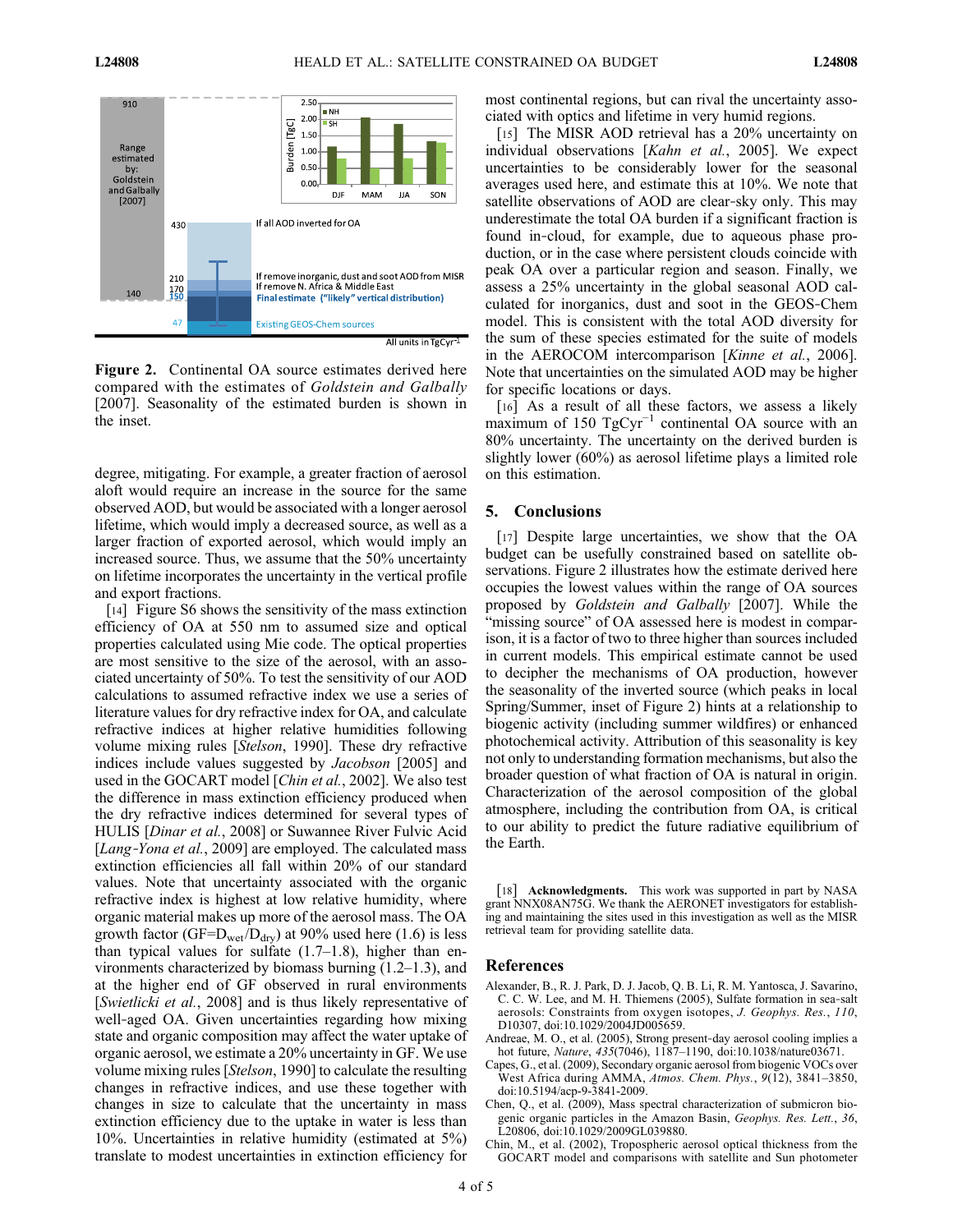**Figure 2.** Continental OA source estimates derived here compared with the estimates of *Goldstein and Galbally* [2007]. Seasonality of the estimated burden is shown in the inset.

degree, mitigating. For example, a greater fraction of aerosol aloft would require an increase in the source for the same observed AOD, but would be associated with a longer aerosol lifetime, which would imply a decreased source, as well as a larger fraction of exported aerosol, which would imply an increased source. Thus, we assume that the 50% uncertainty on lifetime incorporates the uncertainty in the vertical profile and export fractions.

[14] Figure S6 shows the sensitivity of the mass extinction efficiency of OA at 550 nm to assumed size and optical properties calculated using Mie code. The optical properties are most sensitive to the size of the aerosol, with an associated uncertainty of 50%. To test the sensitivity of our AOD calculations to assumed refractive index we use a series of literature values for dry refractive index for OA, and calculate refractive indices at higher relative humidities following volume mixing rules [*Stelson*, 1990]. These dry refractive indices include values suggested by *Jacobson* [2005] and used in the GOCART model [*Chin et al.*, 2002]. We also test the difference in mass extinction efficiency produced when the dry refractive indices determined for several types of HULIS [*Dinar et al.*, 2008] or Suwannee River Fulvic Acid [*Lang-Yona et al.*, 2009] are employed. The calculated mass extinction efficiencies all fall within 20% of our standard values. Note that uncertainty associated with the organic refractive index is highest at low relative humidity, where organic material makes up more of the aerosol mass. The OA growth factor ($GF = D_{wet}/D_{dry}$) at 90% used here (1.6) is less than typical values for sulfate (1.7–1.8), higher than environments characterized by biomass burning (1.2–1.3), and at the higher end of GF observed in rural environments [*Swietlicki et al.*, 2008] and is thus likely representative of well-aged OA. Given uncertainties regarding how mixing state and organic composition may affect the water uptake of organic aerosol, we estimate a 20% uncertainty in GF. We use volume mixing rules [*Stelson*, 1990] to calculate the resulting changes in refractive indices, and use these together with changes in size to calculate that the uncertainty in mass extinction efficiency due to the uptake in water is less than 10%. Uncertainties in relative humidity (estimated at 5%) translate to modest uncertainties in extinction efficiency for most continental regions, but can rival the uncertainty associated with optics and lifetime in very humid regions.

[15] The MISR AOD retrieval has a 20% uncertainty on individual observations [*Kahn et al.*, 2005]. We expect uncertainties to be considerably lower for the seasonal averages used here, and estimate this at 10%. We note that satellite observations of AOD are clear-sky only. This may underestimate the total OA burden if a significant fraction is found in-cloud, for example, due to aqueous phase production, or in the case where persistent clouds coincide with peak OA over a particular region and season. Finally, we assess a 25% uncertainty in the global seasonal AOD calculated for inorganics, dust and soot in the GEOS-Chem model. This is consistent with the total AOD diversity for the sum of these species estimated for the suite of models in the AEROCOM intercomparison [*Kinne et al.*, 2006]. Note that uncertainties on the simulated AOD may be higher for specific locations or days.

[16] As a result of all these factors, we assess a likely maximum of 150 $TgCyr^{-1}$ continental OA source with an 80% uncertainty. The uncertainty on the derived burden is slightly lower (60%) as aerosol lifetime plays a limited role on this estimation.

## 5. Conclusions

[17] Despite large uncertainties, we show that the OA budget can be usefully constrained based on satellite observations. Figure 2 illustrates how the estimate derived here occupies the lowest values within the range of OA sources proposed by *Goldstein and Galbally* [2007]. While the "missing source" of OA assessed here is modest in comparison, it is a factor of two to three higher than sources included in current models. This empirical estimate cannot be used to decipher the mechanisms of OA production, however the seasonality of the inverted source (which peaks in local Spring/Summer, inset of Figure 2) hints at a relationship to biogenic activity (including summer wildfires) or enhanced photochemical activity. Attribution of this seasonality is key not only to understanding formation mechanisms, but also the broader question of what fraction of OA is natural in origin. Characterization of the aerosol composition of the global atmosphere, including the contribution from OA, is critical to our ability to predict the future radiative equilibrium of the Earth.

[18] **Acknowledgments.** This work was supported in part by NASA grant NNX08AN75G. We thank the AERONET investigators for establishing and maintaining the sites used in this investigation as well as the MISR retrieval team for providing satellite data.

## References

Alexander, B., R. J. Park, D. J. Jacob, Q. B. Li, R. M. Yantosca, J. Savarino, C. C. W. Lee, and M. H. Thiemens (2005), Sulfate formation in sea-salt aerosols: Constraints from oxygen isotopes, *J. Geophys. Res.*, *110*, D10307, doi:10.1029/2004JD005659.

Andreae, M. O., et al. (2005), Strong present-day aerosol cooling implies a hot future, *Nature*, *435*(7046), 1187–1190, doi:10.1038/nature03671.

Capes, G., et al. (2009), Secondary organic aerosol from biogenic VOCs over West Africa during AMMA, *Atmos. Chem. Phys.*, *9*(12), 3841–3850, doi:10.5194/acp-9-3841-2009.

Chen, Q., et al. (2009), Mass spectral characterization of submicron biogenic organic particles in the Amazon Basin, *Geophys. Res. Lett.*, *36*, L20806, doi:10.1029/2009GL039880.

Chin, M., et al. (2002), Tropospheric aerosol optical thickness from the GOCART model and comparisons with satellite and Sun photometer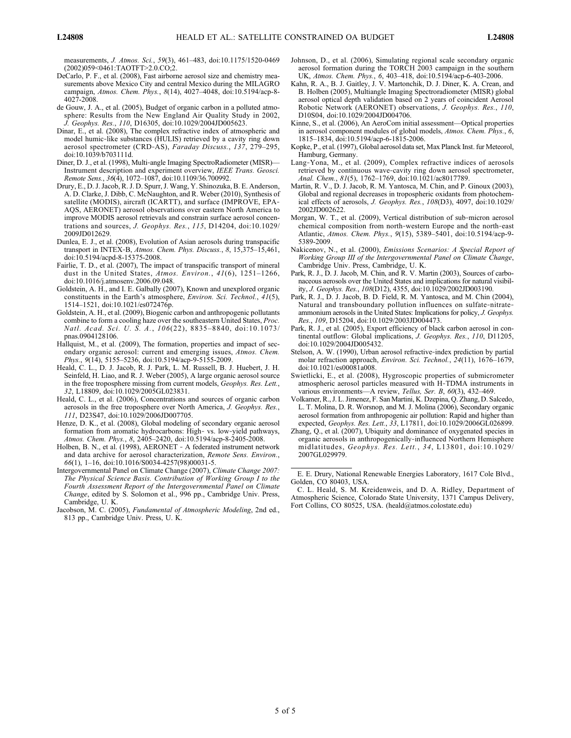measurements, *J. Atmos. Sci.*, *59*(3), 461–483, doi:10.1175/1520-0469(2002)059<0461:TAOTFT>2.0.CO;2.

DeCarlo, P. F., et al. (2008), Fast airborne aerosol size and chemistry measurements above Mexico City and central Mexico during the MILAGRO campaign, *Atmos. Chem. Phys.*, *8*(14), 4027–4048, doi:10.5194/acp-8-4027-2008.

de Gouw, J. A., et al. (2005), Budget of organic carbon in a polluted atmosphere: Results from the New England Air Quality Study in 2002, *J. Geophys. Res.*, *110*, D16305, doi:10.1029/2004JD005623.

Dinar, E., et al. (2008), The complex refractive index of atmospheric and model humic-like substances (HULIS) retrieved by a cavity ring down aerosol spectrometer (CRD-AS), *Faraday Discuss.*, *137*, 279–295, doi:10.1039/b703111d.

Diner, D. J., et al. (1998), Multi-angle Imaging SpectroRadiometer (MISR)—Instrument description and experiment overview, *IEEE Trans. Geosci. Remote Sens.*, *36*(4), 1072–1087, doi:10.1109/36.700992.

Drury, E., D. J. Jacob, R. J. D. Spurr, J. Wang, Y. Shinozuka, B. E. Anderson, A. D. Clarke, J. Dibb, C. McNaughton, and R. Weber (2010), Synthesis of satellite (MODIS), aircraft (ICARTT), and surface (IMPROVE, EPA-AQS, AERONET) aerosol observations over eastern North America to improve MODIS aerosol retrievals and constrain surface aerosol concentrations and sources, *J. Geophys. Res.*, *115*, D14204, doi:10.1029/2009JD012629.

Dunlea, E. J., et al. (2008), Evolution of Asian aerosols during transpacific transport in INTEX-B, *Atmos. Chem. Phys. Discuss.*, *8*, 15,375–15,461, doi:10.5194/acpd-8-15375-2008.

Fairlie, T. D., et al. (2007), The impact of transpacific transport of mineral dust in the United States, *Atmos. Environ.*, *41*(6), 1251–1266, doi:10.1016/j.atmosenv.2006.09.048.

Goldstein, A. H., and I. E. Galbally (2007), Known and unexplored organic constituents in the Earth's atmosphere, *Environ. Sci. Technol.*, *41*(5), 1514–1521, doi:10.1021/es072476p.

Goldstein, A. H., et al. (2009), Biogenic carbon and anthropogenic pollutants combine to form a cooling haze over the southeastern United States, *Proc. Natl. Acad. Sci. U. S. A.*, *106*(22), 8835–8840, doi:10.1073/pnas.0904128106.

Hallquist, M., et al. (2009), The formation, properties and impact of secondary organic aerosol: current and emerging issues, *Atmos. Chem. Phys.*, *9*(14), 5155–5236, doi:10.5194/acp-9-5155-2009.

Heald, C. L., D. J. Jacob, R. J. Park, L. M. Russell, B. J. Huebert, J. H. Seinfeld, H. Liao, and R. J. Weber (2005), A large organic aerosol source in the free troposphere missing from current models, *Geophys. Res. Lett.*, *32*, L18809, doi:10.1029/2005GL023831.

Heald, C. L., et al. (2006), Concentrations and sources of organic carbon aerosols in the free troposphere over North America, *J. Geophys. Res.*, *111*, D23S47, doi:10.1029/2006JD007705.

Henze, D. K., et al. (2008), Global modeling of secondary organic aerosol formation from aromatic hydrocarbons: High- vs. low-yield pathways, *Atmos. Chem. Phys.*, *8*, 2405–2420, doi:10.5194/acp-8-2405-2008.

Holben, B. N., et al. (1998), AERONET - A federated instrument network and data archive for aerosol characterization, *Remote Sens. Environ.*, *66*(1), 1–16, doi:10.1016/S0034-4257(98)00031-5.

Intergovernmental Panel on Climate Change (2007), *Climate Change 2007: The Physical Science Basis. Contribution of Working Group I to the Fourth Assessment Report of the Intergovernmental Panel on Climate Change*, edited by S. Solomon et al., 996 pp., Cambridge Univ. Press, Cambridge, U. K.

Jacobson, M. C. (2005), *Fundamental of Atmospheric Modeling*, 2nd ed., 813 pp., Cambridge Univ. Press, U. K.

Johnson, D., et al. (2006), Simulating regional scale secondary organic aerosol formation during the TORCH 2003 campaign in the southern UK, *Atmos. Chem. Phys.*, *6*, 403–418, doi:10.5194/acp-6-403-2006.

Kahn, R. A., B. J. Gaitley, J. V. Martonchik, D. J. Diner, K. A. Crean, and B. Holben (2005), Multiangle Imaging Spectroradiometer (MISR) global aerosol optical depth validation based on 2 years of coincident Aerosol Robotic Network (AERONET) observations, *J. Geophys. Res.*, *110*, D10S04, doi:10.1029/2004JD004706.

Kinne, S., et al. (2006), An AeroCom initial assessment—Optical properties in aerosol component modules of global models, *Atmos. Chem. Phys.*, *6*, 1815–1834, doi:10.5194/acp-6-1815-2006.

Kopke, P., et al. (1997), Global aerosol data set, Max Planck Inst. fur Meteorol, Hamburg, Germany.

Lang-Yona, M., et al. (2009), Complex refractive indices of aerosols retrieved by continuous wave-cavity ring down aerosol spectrometer, *Anal. Chem.*, *81*(5), 1762–1769, doi:10.1021/ac8017789.

Martin, R. V., D. J. Jacob, R. M. Yantosca, M. Chin, and P. Ginoux (2003), Global and regional decreases in tropospheric oxidants from photochemical effects of aerosols, *J. Geophys. Res.*, *108*(D3), 4097, doi:10.1029/2002JD002622.

Morgan, W. T., et al. (2009), Vertical distribution of sub-micron aerosol chemical composition from north-western Europe and the north-east Atlantic, *Atmos. Chem. Phys.*, *9*(15), 5389–5401, doi:10.5194/acp-9-5389-2009.

Nakicenov, N., et al. (2000), *Emissions Scenarios: A Special Report of Working Group III of the Intergovernmental Panel on Climate Change*, Cambridge Univ. Press, Cambridge, U. K.

Park, R. J., D. J. Jacob, M. Chin, and R. V. Martin (2003), Sources of carbonaceous aerosols over the United States and implications for natural visibility, *J. Geophys. Res.*, *108*(D12), 4355, doi:10.1029/2002JD003190.

Park, R. J., D. J. Jacob, B. D. Field, R. M. Yantosca, and M. Chin (2004), Natural and transboundary pollution influences on sulfate-nitrate-ammonium aerosols in the United States: Implications for policy, *J. Geophys. Res.*, *109*, D15204, doi:10.1029/2003JD004473.

Park, R. J., et al. (2005), Export efficiency of black carbon aerosol in continental outflow: Global implications, *J. Geophys. Res.*, *110*, D11205, doi:10.1029/2004JD005432.

Stelson, A. W. (1990), Urban aerosol refractive-index prediction by partial molar refraction approach, *Environ. Sci. Technol.*, *24*(11), 1676–1679, doi:10.1021/es00081a008.

Swietlicki, E., et al. (2008), Hygroscopic properties of submicrometer atmospheric aerosol particles measured with H-TDMA instruments in various environments—A review, *Tellus, Ser. B*, *60*(3), 432–469.

Volkamer, R., J. L. Jimenez, F. San Martini, K. Dzepina, Q. Zhang, D. Salcedo, L. T. Molina, D. R. Worsnop, and M. J. Molina (2006), Secondary organic aerosol formation from anthropogenic air pollution: Rapid and higher than expected, *Geophys. Res. Lett.*, *33*, L17811, doi:10.1029/2006GL026899.

Zhang, Q., et al. (2007), Ubiquity and dominance of oxygenated species in organic aerosols in anthropogenically-influenced Northern Hemisphere midlatitudes, *Geophys. Res. Lett.*, *34*, L13801, doi:10.1029/2007GL029979.

---

E. E. Drury, National Renewable Energies Laboratory, 1617 Cole Blvd., Golden, CO 80403, USA.

C. L. Heald, S. M. Kreidenweis, and D. A. Ridley, Department of Atmospheric Science, Colorado State University, 1371 Campus Delivery, Fort Collins, CO 80525, USA. (heald@atmos.colostate.edu)